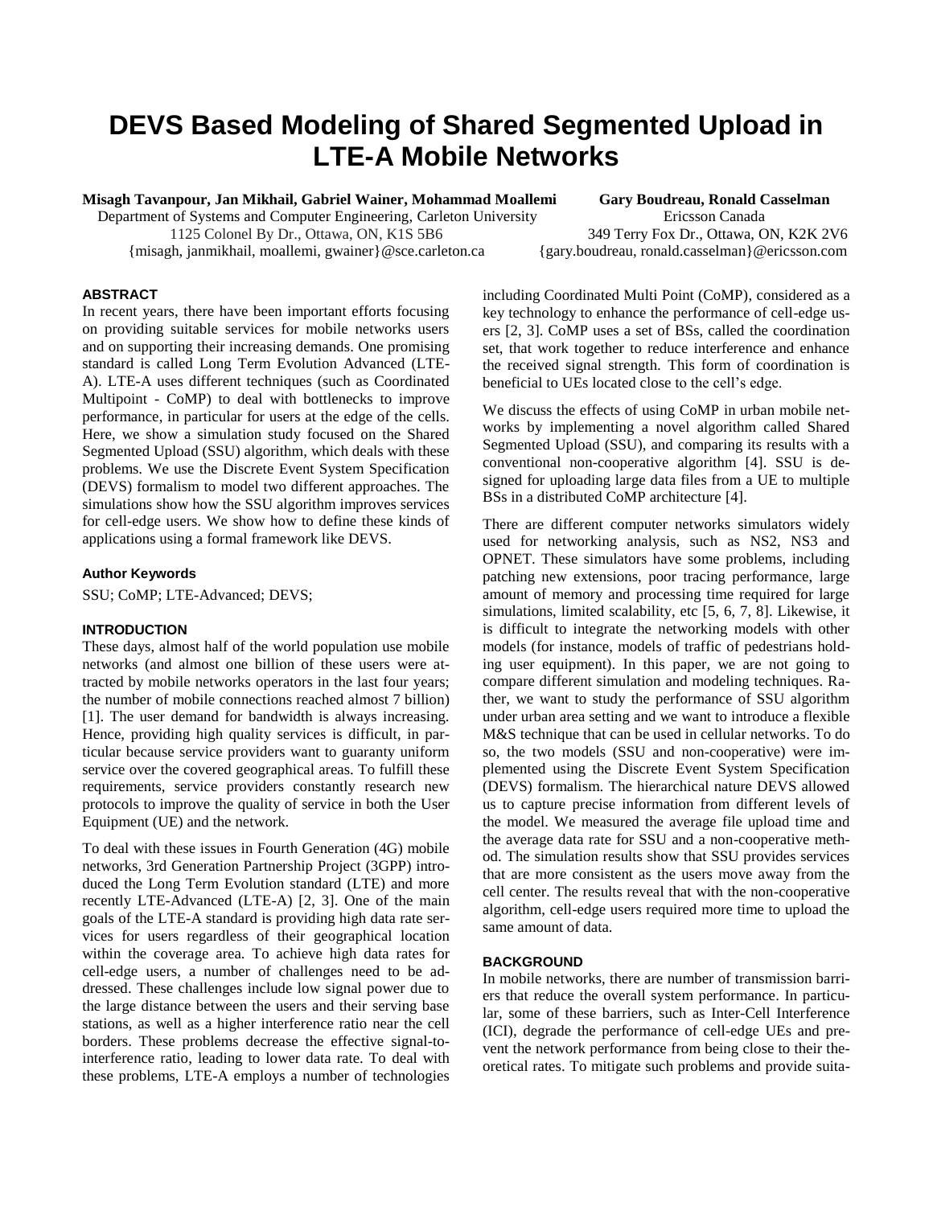# DEVS Based Modeling of Shared Segmented Upload in LTE-A Mobile Networks

**Misagh Tavanpour, Jan Mikhail, Gabriel Wainer, Mohammad Moallemi**
Department of Systems and Computer Engineering, Carleton University
1125 Colonel By Dr., Ottawa, ON, K1S 5B6
{misagh, janmikhail, moallemi, gwainer}@sce.carleton.ca

**Gary Boudreau, Ronald Casselman**
Ericsson Canada
349 Terry Fox Dr., Ottawa, ON, K2K 2V6
{gary.boudreau, ronald.casselman}@ericsson.com

## ABSTRACT

In recent years, there have been important efforts focusing on providing suitable services for mobile networks users and on supporting their increasing demands. One promising standard is called Long Term Evolution Advanced (LTE-A). LTE-A uses different techniques (such as Coordinated Multipoint - CoMP) to deal with bottlenecks to improve performance, in particular for users at the edge of the cells. Here, we show a simulation study focused on the Shared Segmented Upload (SSU) algorithm, which deals with these problems. We use the Discrete Event System Specification (DEVS) formalism to model two different approaches. The simulations show how the SSU algorithm improves services for cell-edge users. We show how to define these kinds of applications using a formal framework like DEVS.

### Author Keywords

SSU; CoMP; LTE-Advanced; DEVS;

## INTRODUCTION

These days, almost half of the world population use mobile networks (and almost one billion of these users were attracted by mobile networks operators in the last four years; the number of mobile connections reached almost 7 billion) [1]. The user demand for bandwidth is always increasing. Hence, providing high quality services is difficult, in particular because service providers want to guaranty uniform service over the covered geographical areas. To fulfill these requirements, service providers constantly research new protocols to improve the quality of service in both the User Equipment (UE) and the network.

To deal with these issues in Fourth Generation (4G) mobile networks, 3rd Generation Partnership Project (3GPP) introduced the Long Term Evolution standard (LTE) and more recently LTE-Advanced (LTE-A) [2, 3]. One of the main goals of the LTE-A standard is providing high data rate services for users regardless of their geographical location within the coverage area. To achieve high data rates for cell-edge users, a number of challenges need to be addressed. These challenges include low signal power due to the large distance between the users and their serving base stations, as well as a higher interference ratio near the cell borders. These problems decrease the effective signal-to-interference ratio, leading to lower data rate. To deal with these problems, LTE-A employs a number of technologies including Coordinated Multi Point (CoMP), considered as a key technology to enhance the performance of cell-edge users [2, 3]. CoMP uses a set of BSs, called the coordination set, that work together to reduce interference and enhance the received signal strength. This form of coordination is beneficial to UEs located close to the cell's edge.

We discuss the effects of using CoMP in urban mobile networks by implementing a novel algorithm called Shared Segmented Upload (SSU), and comparing its results with a conventional non-cooperative algorithm [4]. SSU is designed for uploading large data files from a UE to multiple BSs in a distributed CoMP architecture [4].

There are different computer networks simulators widely used for networking analysis, such as NS2, NS3 and OPNET. These simulators have some problems, including patching new extensions, poor tracing performance, large amount of memory and processing time required for large simulations, limited scalability, etc [5, 6, 7, 8]. Likewise, it is difficult to integrate the networking models with other models (for instance, models of traffic of pedestrians holding user equipment). In this paper, we are not going to compare different simulation and modeling techniques. Rather, we want to study the performance of SSU algorithm under urban area setting and we want to introduce a flexible M&S technique that can be used in cellular networks. To do so, the two models (SSU and non-cooperative) were implemented using the Discrete Event System Specification (DEVS) formalism. The hierarchical nature DEVS allowed us to capture precise information from different levels of the model. We measured the average file upload time and the average data rate for SSU and a non-cooperative method. The simulation results show that SSU provides services that are more consistent as the users move away from the cell center. The results reveal that with the non-cooperative algorithm, cell-edge users required more time to upload the same amount of data.

## BACKGROUND

In mobile networks, there are number of transmission barriers that reduce the overall system performance. In particular, some of these barriers, such as Inter-Cell Interference (ICI), degrade the performance of cell-edge UEs and prevent the network performance from being close to their theoretical rates. To mitigate such problems and provide suita-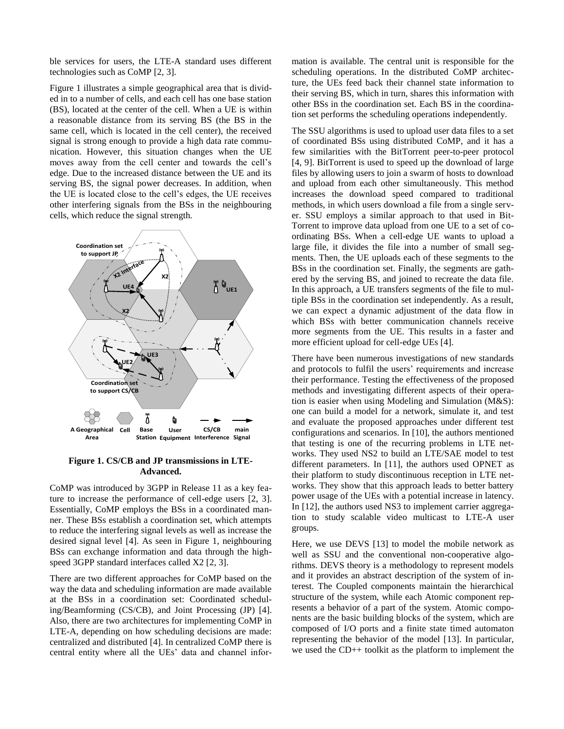ble services for users, the LTE-A standard uses different technologies such as CoMP [2, 3].

Figure 1 illustrates a simple geographical area that is divided in to a number of cells, and each cell has one base station (BS), located at the center of the cell. When a UE is within a reasonable distance from its serving BS (the BS in the same cell, which is located in the cell center), the received signal is strong enough to provide a high data rate communication. However, this situation changes when the UE moves away from the cell center and towards the cell's edge. Due to the increased distance between the UE and its serving BS, the signal power decreases. In addition, when the UE is located close to the cell's edges, the UE receives other interfering signals from the BSs in the neighbouring cells, which reduce the signal strength.

**Figure 1. CS/CB and JP transmissions in LTE-Advanced.**

CoMP was introduced by 3GPP in Release 11 as a key feature to increase the performance of cell-edge users [2, 3]. Essentially, CoMP employs the BSs in a coordinated manner. These BSs establish a coordination set, which attempts to reduce the interfering signal levels as well as increase the desired signal level [4]. As seen in Figure 1, neighbouring BSs can exchange information and data through the high-speed 3GPP standard interfaces called X2 [2, 3].

There are two different approaches for CoMP based on the way the data and scheduling information are made available at the BSs in a coordination set: Coordinated scheduling/Beamforming (CS/CB), and Joint Processing (JP) [4]. Also, there are two architectures for implementing CoMP in LTE-A, depending on how scheduling decisions are made: centralized and distributed [4]. In centralized CoMP there is central entity where all the UEs' data and channel information is available. The central unit is responsible for the scheduling operations. In the distributed CoMP architecture, the UEs feed back their channel state information to their serving BS, which in turn, shares this information with other BSs in the coordination set. Each BS in the coordination set performs the scheduling operations independently.

The SSU algorithms is used to upload user data files to a set of coordinated BSs using distributed CoMP, and it has a few similarities with the BitTorrent peer-to-peer protocol [4, 9]. BitTorrent is used to speed up the download of large files by allowing users to join a swarm of hosts to download and upload from each other simultaneously. This method increases the download speed compared to traditional methods, in which users download a file from a single server. SSU employs a similar approach to that used in BitTorrent to improve data upload from one UE to a set of coordinating BSs. When a cell-edge UE wants to upload a large file, it divides the file into a number of small segments. Then, the UE uploads each of these segments to the BSs in the coordination set. Finally, the segments are gathered by the serving BS, and joined to recreate the data file. In this approach, a UE transfers segments of the file to multiple BSs in the coordination set independently. As a result, we can expect a dynamic adjustment of the data flow in which BSs with better communication channels receive more segments from the UE. This results in a faster and more efficient upload for cell-edge UEs [4].

There have been numerous investigations of new standards and protocols to fulfil the users' requirements and increase their performance. Testing the effectiveness of the proposed methods and investigating different aspects of their operation is easier when using Modeling and Simulation (M&S): one can build a model for a network, simulate it, and test and evaluate the proposed approaches under different test configurations and scenarios. In [10], the authors mentioned that testing is one of the recurring problems in LTE networks. They used NS2 to build an LTE/SAE model to test different parameters. In [11], the authors used OPNET as their platform to study discontinuous reception in LTE networks. They show that this approach leads to better battery power usage of the UEs with a potential increase in latency. In [12], the authors used NS3 to implement carrier aggregation to study scalable video multicast to LTE-A user groups.

Here, we use DEVS [13] to model the mobile network as well as SSU and the conventional non-cooperative algorithms. DEVS theory is a methodology to represent models and it provides an abstract description of the system of interest. The Coupled components maintain the hierarchical structure of the system, while each Atomic component represents a behavior of a part of the system. Atomic components are the basic building blocks of the system, which are composed of I/O ports and a finite state timed automaton representing the behavior of the model [13]. In particular, we used the CD++ toolkit as the platform to implement the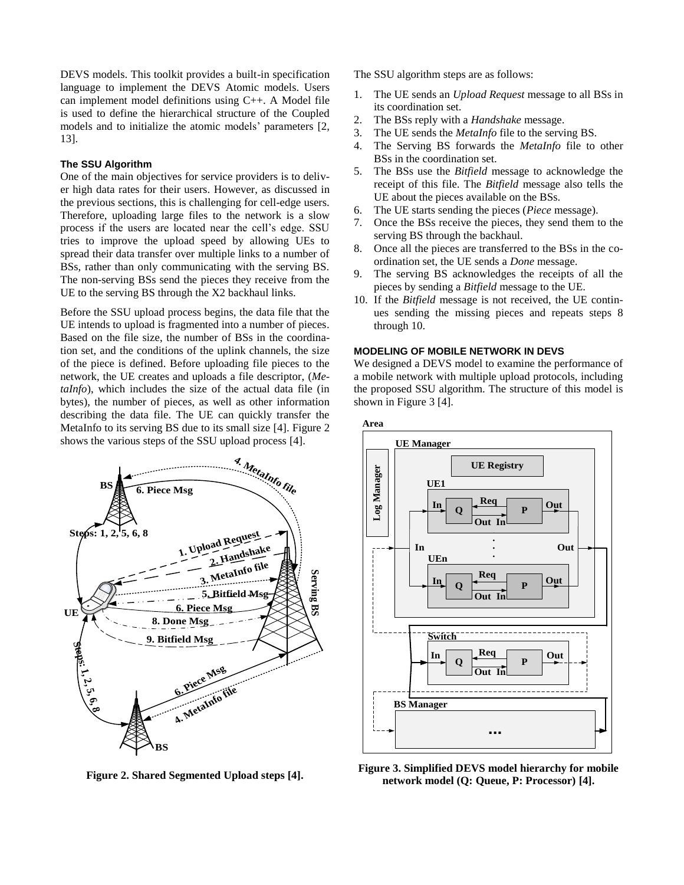DEVS models. This toolkit provides a built-in specification language to implement the DEVS Atomic models. Users can implement model definitions using C++. A Model file is used to define the hierarchical structure of the Coupled models and to initialize the atomic models' parameters [2, 13].

### The SSU Algorithm

One of the main objectives for service providers is to deliver high data rates for their users. However, as discussed in the previous sections, this is challenging for cell-edge users. Therefore, uploading large files to the network is a slow process if the users are located near the cell's edge. SSU tries to improve the upload speed by allowing UEs to spread their data transfer over multiple links to a number of BSs, rather than only communicating with the serving BS. The non-serving BSs send the pieces they receive from the UE to the serving BS through the X2 backhaul links.

Before the SSU upload process begins, the data file that the UE intends to upload is fragmented into a number of pieces. Based on the file size, the number of BSs in the coordination set, and the conditions of the uplink channels, the size of the piece is defined. Before uploading file pieces to the network, the UE creates and uploads a file descriptor, (*MetaInfo*), which includes the size of the actual data file (in bytes), the number of pieces, as well as other information describing the data file. The UE can quickly transfer the MetaInfo to its serving BS due to its small size [4]. Figure 2 shows the various steps of the SSU upload process [4].

**Figure 2. Shared Segmented Upload steps [4].**

The SSU algorithm steps are as follows:

1. The UE sends an *Upload Request* message to all BSs in its coordination set.
2. The BSs reply with a *Handshake* message.
3. The UE sends the *MetaInfo* file to the serving BS.
4. The Serving BS forwards the *MetaInfo* file to other BSs in the coordination set.
5. The BSs use the *Bitfield* message to acknowledge the receipt of this file. The *Bitfield* message also tells the UE about the pieces available on the BSs.
6. The UE starts sending the pieces (*Piece* message).
7. Once the BSs receive the pieces, they send them to the serving BS through the backhaul.
8. Once all the pieces are transferred to the BSs in the coordination set, the UE sends a *Done* message.
9. The serving BS acknowledges the receipts of all the pieces by sending a *Bitfield* message to the UE.
10. If the *Bitfield* message is not received, the UE continues sending the missing pieces and repeats steps 8 through 10.

### MODELING OF MOBILE NETWORK IN DEVS

We designed a DEVS model to examine the performance of a mobile network with multiple upload protocols, including the proposed SSU algorithm. The structure of this model is shown in Figure 3 [4].

**Figure 3. Simplified DEVS model hierarchy for mobile network model (Q: Queue, P: Processor) [4].**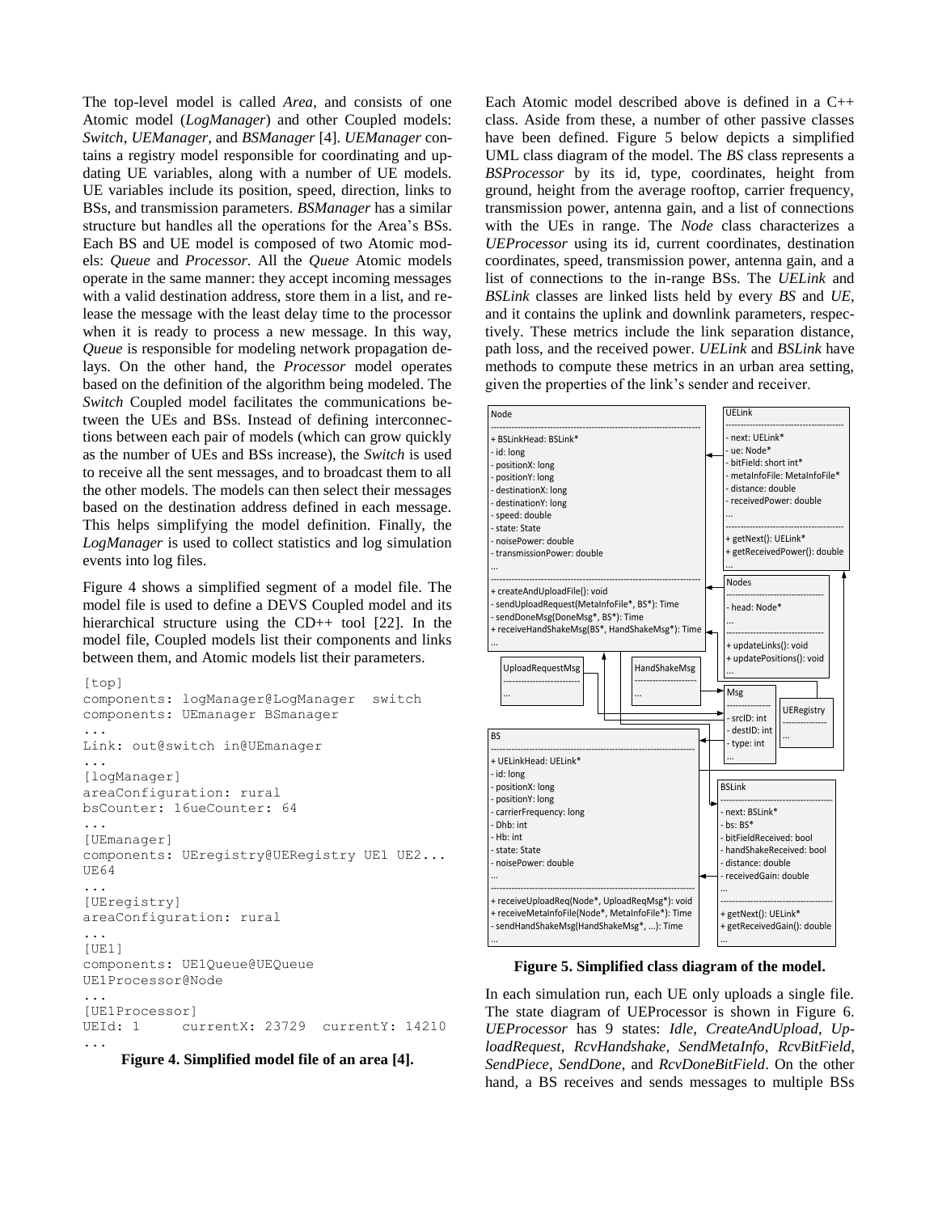The top-level model is called *Area*, and consists of one Atomic model (*LogManager*) and other Coupled models: *Switch*, *UEManager*, and *BSManager* [4]. *UEManager* contains a registry model responsible for coordinating and updating UE variables, along with a number of UE models. UE variables include its position, speed, direction, links to BSs, and transmission parameters. *BSManager* has a similar structure but handles all the operations for the Area's BSs. Each BS and UE model is composed of two Atomic models: *Queue* and *Processor*. All the *Queue* Atomic models operate in the same manner: they accept incoming messages with a valid destination address, store them in a list, and release the message with the least delay time to the processor when it is ready to process a new message. In this way, *Queue* is responsible for modeling network propagation delays. On the other hand, the *Processor* model operates based on the definition of the algorithm being modeled. The *Switch* Coupled model facilitates the communications between the UEs and BSs. Instead of defining interconnections between each pair of models (which can grow quickly as the number of UEs and BSs increase), the *Switch* is used to receive all the sent messages, and to broadcast them to all the other models. The models can then select their messages based on the destination address defined in each message. This helps simplifying the model definition. Finally, the *LogManager* is used to collect statistics and log simulation events into log files.

Figure 4 shows a simplified segment of a model file. The model file is used to define a DEVS Coupled model and its hierarchical structure using the CD++ tool [22]. In the model file, Coupled models list their components and links between them, and Atomic models list their parameters.

```
[top]
components: logManager@LogManager  switch
components: UEmanager BSmanager
...
Link: out@switch in@UEmanager
...
[logManager]
areaConfiguration: rural
bsCounter: 16ueCounter: 64
...
[UEmanager]
components: UEregistry@UERegistry UE1 UE2...
UE64
...
[UEregistry]
areaConfiguration: rural
...
[UE1]
components: UE1Queue@UEQueue
UE1Processor@Node
...
[UE1Processor]
UEId: 1      currentX: 23729  currentY: 14210
...
```

**Figure 4. Simplified model file of an area [4].**

Each Atomic model described above is defined in a C++ class. Aside from these, a number of other passive classes have been defined. Figure 5 below depicts a simplified UML class diagram of the model. The *BS* class represents a *BSProcessor* by its id, type, coordinates, height from ground, height from the average rooftop, carrier frequency, transmission power, antenna gain, and a list of connections with the UEs in range. The *Node* class characterizes a *UEProcessor* using its id, current coordinates, destination coordinates, speed, transmission power, antenna gain, and a list of connections to the in-range BSs. The *UELink* and *BSLink* classes are linked lists held by every *BS* and *UE*, and it contains the uplink and downlink parameters, respectively. These metrics include the link separation distance, path loss, and the received power. *UELink* and *BSLink* have methods to compute these metrics in an urban area setting, given the properties of the link's sender and receiver.

```
Node
------------------------------------------
+ BSLinkHead: BSLink*
- id: long
- positionX: long
- positionY: long
- destinationX: long
- destinationY: long
- speed: double
- state: State
- noisePower: double
- transmissionPower: double
...
------------------------------------------
+ createAndUploadFile(): void
- sendUploadRequest(MetaInfoFile*, BS*): Time
- sendDoneMsg(DoneMsg*, BS*): Time
+ receiveHandShakeMsg(BS*, HandShakeMsg*): Time
...

UELink
------------------------------------------
- next: UELink*
- ue: Node*
- bitField: short int*
- metaInfoFile: MetaInfoFile*
- distance: double
- receivedPower: double
...
------------------------------------------
+ getNext(): UELink*
+ getReceivedPower(): double
...

Nodes
------------------------------------------
- head: Node*
...
------------------------------------------
+ updateLinks(): void
+ updatePositions(): void
...

UploadRequestMsg
------------------------------------------
...

HandShakeMsg
------------------------------------------
...

Msg
------------------------------------------
- srcID: int
- destID: int
- type: int
...

UERegistry
------------------------------------------
...

BS
------------------------------------------
+ UELinkHead: UELink*
- id: long
- positionX: long
- positionY: long
- carrierFrequency: long
- Dhb: int
- Hb: int
- state: State
- noisePower: double
...
------------------------------------------
+ receiveUploadReq(Node*, UploadReqMsg*): void
+ receiveMetaInfoFile(Node*, MetaInfoFile*): Time
- sendHandShakeMsg(HandShakeMsg*, ...): Time
...

BSLink
------------------------------------------
- next: BSLink*
- bs: BS*
- bitFieldReceived: bool
- handShakeReceived: bool
- distance: double
- receivedGain: double
...
------------------------------------------
+ getNext(): UELink*
+ getReceivedGain(): double
...
```

**Figure 5. Simplified class diagram of the model.**

In each simulation run, each UE only uploads a single file. The state diagram of UEProcessor is shown in Figure 6. *UEProcessor* has 9 states: *Idle*, *CreateAndUpload*, *UploadRequest*, *RcvHandshake*, *SendMetaInfo*, *RcvBitField*, *SendPiece*, *SendDone*, and *RcvDoneBitField*. On the other hand, a BS receives and sends messages to multiple BSs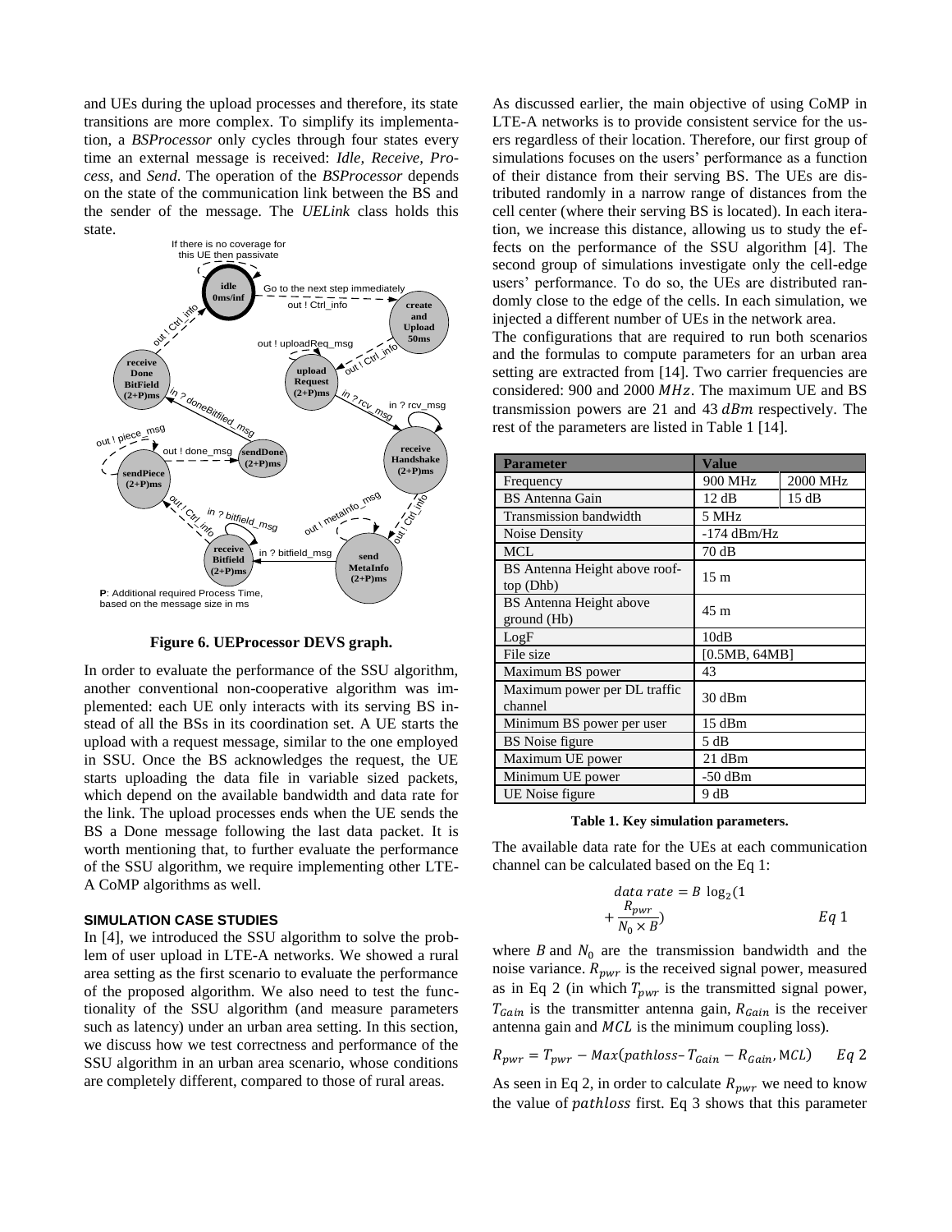and UEs during the upload processes and therefore, its state transitions are more complex. To simplify its implementation, a *BSProcessor* only cycles through four states every time an external message is received: *Idle, Receive, Process*, and *Send*. The operation of the *BSProcessor* depends on the state of the communication link between the BS and the sender of the message. The *UELink* class holds this state.

**Figure 6. UEProcessor DEVS graph.**

In order to evaluate the performance of the SSU algorithm, another conventional non-cooperative algorithm was implemented: each UE only interacts with its serving BS instead of all the BSs in its coordination set. A UE starts the upload with a request message, similar to the one employed in SSU. Once the BS acknowledges the request, the UE starts uploading the data file in variable sized packets, which depend on the available bandwidth and data rate for the link. The upload processes ends when the UE sends the BS a Done message following the last data packet. It is worth mentioning that, to further evaluate the performance of the SSU algorithm, we require implementing other LTE-A CoMP algorithms as well.

## SIMULATION CASE STUDIES

In [4], we introduced the SSU algorithm to solve the problem of user upload in LTE-A networks. We showed a rural area setting as the first scenario to evaluate the performance of the proposed algorithm. We also need to test the functionality of the SSU algorithm (and measure parameters such as latency) under an urban area setting. In this section, we discuss how we test correctness and performance of the SSU algorithm in an urban area scenario, whose conditions are completely different, compared to those of rural areas.

As discussed earlier, the main objective of using CoMP in LTE-A networks is to provide consistent service for the users regardless of their location. Therefore, our first group of simulations focuses on the users' performance as a function of their distance from their serving BS. The UEs are distributed randomly in a narrow range of distances from the cell center (where their serving BS is located). In each iteration, we increase this distance, allowing us to study the effects on the performance of the SSU algorithm [4]. The second group of simulations investigate only the cell-edge users' performance. To do so, the UEs are distributed randomly close to the edge of the cells. In each simulation, we injected a different number of UEs in the network area.

The configurations that are required to run both scenarios and the formulas to compute parameters for an urban area setting are extracted from [14]. Two carrier frequencies are considered: 900 and 2000 $MHz$. The maximum UE and BS transmission powers are 21 and 43 $dBm$ respectively. The rest of the parameters are listed in Table 1 [14].

| Parameter | Value | |
|---|---|---|
| Frequency | 900 MHz | 2000 MHz |
| BS Antenna Gain | 12 dB | 15 dB |
| Transmission bandwidth | 5 MHz | |
| Noise Density | -174 dBm/Hz | |
| MCL | 70 dB | |
| BS Antenna Height above roof-top (Dhb) | 15 m | |
| BS Antenna Height above ground (Hb) | 45 m | |
| LogF | 10dB | |
| File size | [0.5MB, 64MB] | |
| Maximum BS power | 43 | |
| Maximum power per DL traffic channel | 30 dBm | |
| Minimum BS power per user | 15 dBm | |
| BS Noise figure | 5 dB | |
| Maximum UE power | 21 dBm | |
| Minimum UE power | -50 dBm | |
| UE Noise figure | 9 dB | |

**Table 1. Key simulation parameters.**

The available data rate for the UEs at each communication channel can be calculated based on the Eq 1:

$$data\ rate = B\ \log_2\left(1 + \frac{R_{pwr}}{N_0 \times B}\right) \qquad Eq\ 1$$

where $B$ and $N_0$ are the transmission bandwidth and the noise variance. $R_{pwr}$ is the received signal power, measured as in Eq 2 (in which $T_{pwr}$ is the transmitted signal power, $T_{Gain}$ is the transmitter antenna gain, $R_{Gain}$ is the receiver antenna gain and $MCL$ is the minimum coupling loss).

$$R_{pwr} = T_{pwr} - Max(pathloss - T_{Gain} - R_{Gain}, MCL) \qquad Eq\ 2$$

As seen in Eq 2, in order to calculate $R_{pwr}$ we need to know the value of $pathloss$ first. Eq 3 shows that this parameter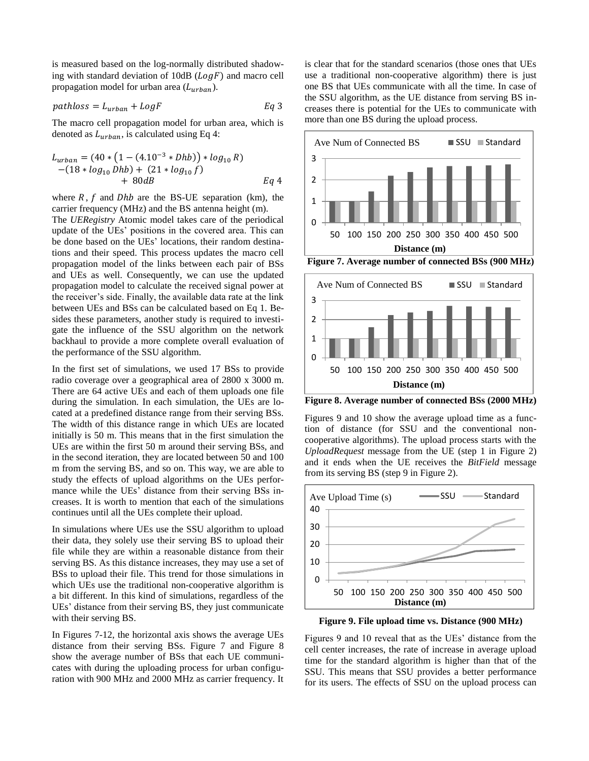is measured based on the log-normally distributed shadowing with standard deviation of 10dB ($LogF$) and macro cell propagation model for urban area ($L_{urban}$).

$$pathloss = L_{urban} + LogF \qquad Eq\ 3$$

The macro cell propagation model for urban area, which is denoted as $L_{urban}$, is calculated using Eq 4:

$$L_{urban} = (40 * (1 - (4.10^{-3} * Dhb)) * log_{10} R) - (18 * log_{10} Dhb) + (21 * log_{10} f) + 80dB \qquad Eq\ 4$$

where $R$, $f$ and $Dhb$ are the BS-UE separation (km), the carrier frequency (MHz) and the BS antenna height (m).

The *UERegistry* Atomic model takes care of the periodical update of the UEs' positions in the covered area. This can be done based on the UEs' locations, their random destinations and their speed. This process updates the macro cell propagation model of the links between each pair of BSs and UEs as well. Consequently, we can use the updated propagation model to calculate the received signal power at the receiver's side. Finally, the available data rate at the link between UEs and BSs can be calculated based on Eq 1. Besides these parameters, another study is required to investigate the influence of the SSU algorithm on the network backhaul to provide a more complete overall evaluation of the performance of the SSU algorithm.

In the first set of simulations, we used 17 BSs to provide radio coverage over a geographical area of 2800 x 3000 m. There are 64 active UEs and each of them uploads one file during the simulation. In each simulation, the UEs are located at a predefined distance range from their serving BSs. The width of this distance range in which UEs are located initially is 50 m. This means that in the first simulation the UEs are within the first 50 m around their serving BSs, and in the second iteration, they are located between 50 and 100 m from the serving BS, and so on. This way, we are able to study the effects of upload algorithms on the UEs performance while the UEs' distance from their serving BSs increases. It is worth to mention that each of the simulations continues until all the UEs complete their upload.

In simulations where UEs use the SSU algorithm to upload their data, they solely use their serving BS to upload their file while they are within a reasonable distance from their serving BS. As this distance increases, they may use a set of BSs to upload their file. This trend for those simulations in which UEs use the traditional non-cooperative algorithm is a bit different. In this kind of simulations, regardless of the UEs' distance from their serving BS, they just communicate with their serving BS.

In Figures 7-12, the horizontal axis shows the average UEs distance from their serving BSs. Figure 7 and Figure 8 show the average number of BSs that each UE communicates with during the uploading process for urban configuration with 900 MHz and 2000 MHz as carrier frequency. It is clear that for the standard scenarios (those ones that UEs use a traditional non-cooperative algorithm) there is just one BS that UEs communicate with all the time. In case of the SSU algorithm, as the UE distance from serving BS increases there is potential for the UEs to communicate with more than one BS during the upload process.

**Figure 7. Average number of connected BSs (900 MHz)**

**Figure 8. Average number of connected BSs (2000 MHz)**

Figures 9 and 10 show the average upload time as a function of distance (for SSU and the conventional non-cooperative algorithms). The upload process starts with the *UploadRequest* message from the UE (step 1 in Figure 2) and it ends when the UE receives the *BitField* message from its serving BS (step 9 in Figure 2).

**Figure 9. File upload time vs. Distance (900 MHz)**

Figures 9 and 10 reveal that as the UEs' distance from the cell center increases, the rate of increase in average upload time for the standard algorithm is higher than that of the SSU. This means that SSU provides a better performance for its users. The effects of SSU on the upload process can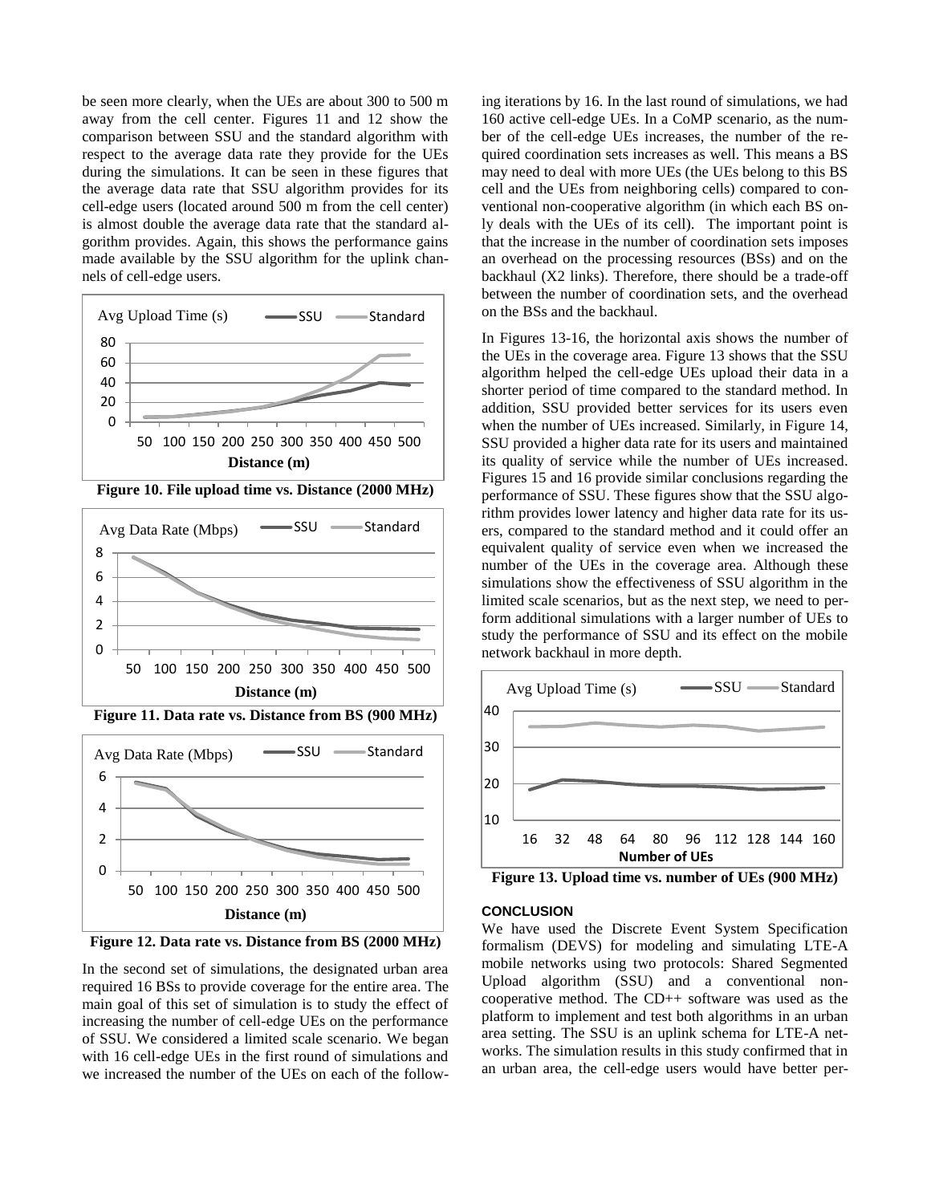be seen more clearly, when the UEs are about 300 to 500 m away from the cell center. Figures 11 and 12 show the comparison between SSU and the standard algorithm with respect to the average data rate they provide for the UEs during the simulations. It can be seen in these figures that the average data rate that SSU algorithm provides for its cell-edge users (located around 500 m from the cell center) is almost double the average data rate that the standard algorithm provides. Again, this shows the performance gains made available by the SSU algorithm for the uplink channels of cell-edge users.

**Figure 10. File upload time vs. Distance (2000 MHz)**

**Figure 11. Data rate vs. Distance from BS (900 MHz)**

**Figure 12. Data rate vs. Distance from BS (2000 MHz)**

In the second set of simulations, the designated urban area required 16 BSs to provide coverage for the entire area. The main goal of this set of simulation is to study the effect of increasing the number of cell-edge UEs on the performance of SSU. We considered a limited scale scenario. We began with 16 cell-edge UEs in the first round of simulations and we increased the number of the UEs on each of the following iterations by 16. In the last round of simulations, we had 160 active cell-edge UEs. In a CoMP scenario, as the number of the cell-edge UEs increases, the number of the required coordination sets increases as well. This means a BS may need to deal with more UEs (the UEs belong to this BS cell and the UEs from neighboring cells) compared to conventional non-cooperative algorithm (in which each BS only deals with the UEs of its cell). The important point is that the increase in the number of coordination sets imposes an overhead on the processing resources (BSs) and on the backhaul (X2 links). Therefore, there should be a trade-off between the number of coordination sets, and the overhead on the BSs and the backhaul.

In Figures 13-16, the horizontal axis shows the number of the UEs in the coverage area. Figure 13 shows that the SSU algorithm helped the cell-edge UEs upload their data in a shorter period of time compared to the standard method. In addition, SSU provided better services for its users even when the number of UEs increased. Similarly, in Figure 14, SSU provided a higher data rate for its users and maintained its quality of service while the number of UEs increased. Figures 15 and 16 provide similar conclusions regarding the performance of SSU. These figures show that the SSU algorithm provides lower latency and higher data rate for its users, compared to the standard method and it could offer an equivalent quality of service even when we increased the number of the UEs in the coverage area. Although these simulations show the effectiveness of SSU algorithm in the limited scale scenarios, but as the next step, we need to perform additional simulations with a larger number of UEs to study the performance of SSU and its effect on the mobile network backhaul in more depth.

**Figure 13. Upload time vs. number of UEs (900 MHz)**

#### CONCLUSION

We have used the Discrete Event System Specification formalism (DEVS) for modeling and simulating LTE-A mobile networks using two protocols: Shared Segmented Upload algorithm (SSU) and a conventional non-cooperative method. The CD++ software was used as the platform to implement and test both algorithms in an urban area setting. The SSU is an uplink schema for LTE-A networks. The simulation results in this study confirmed that in an urban area, the cell-edge users would have better per-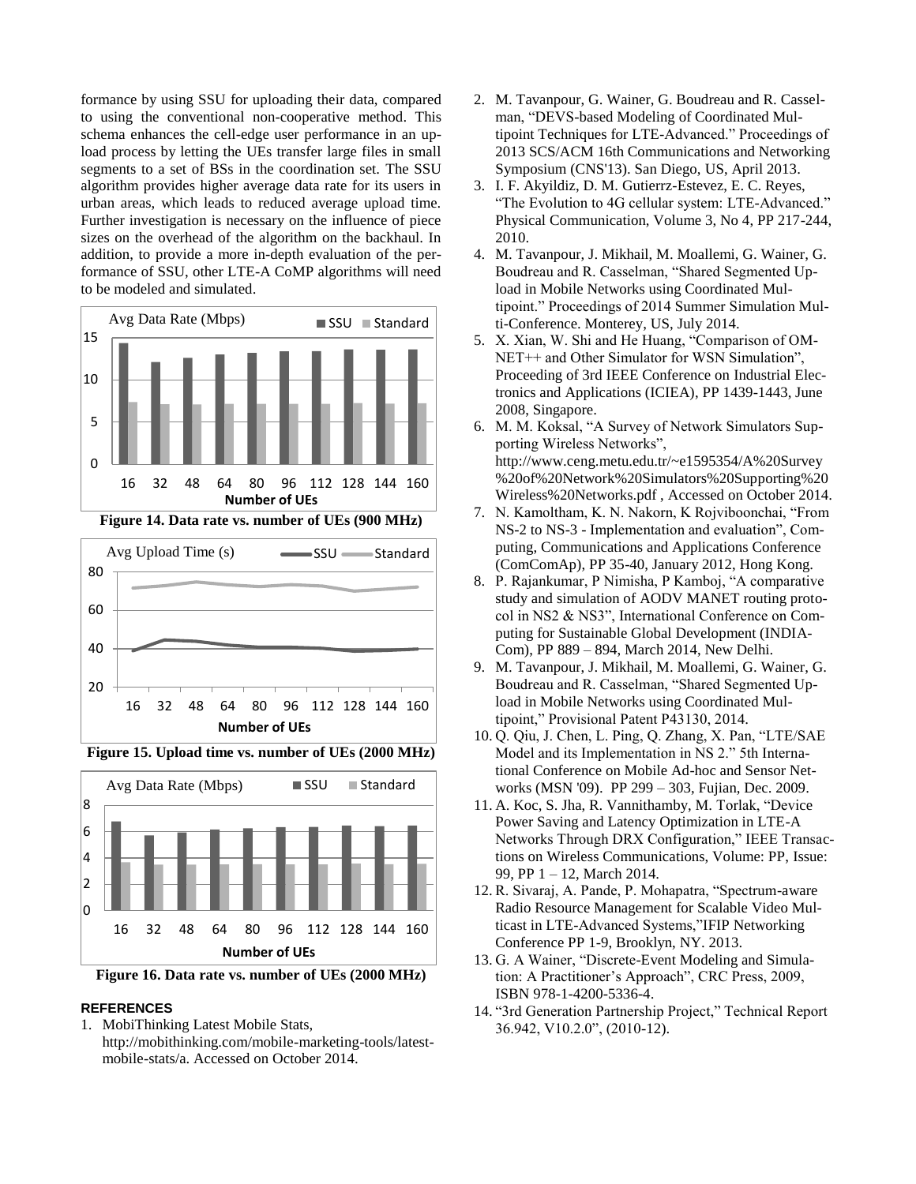formance by using SSU for uploading their data, compared to using the conventional non-cooperative method. This schema enhances the cell-edge user performance in an upload process by letting the UEs transfer large files in small segments to a set of BSs in the coordination set. The SSU algorithm provides higher average data rate for its users in urban areas, which leads to reduced average upload time. Further investigation is necessary on the influence of piece sizes on the overhead of the algorithm on the backhaul. In addition, to provide a more in-depth evaluation of the performance of SSU, other LTE-A CoMP algorithms will need to be modeled and simulated.

Avg Data Rate (Mbps)
SSU
Standard
15
10
5
0
16 32 48 64 80 96 112 128 144 160
Number of UEs

**Figure 14. Data rate vs. number of UEs (900 MHz)**

Avg Upload Time (s)
SSU
Standard
80
60
40
20
16 32 48 64 80 96 112 128 144 160
Number of UEs

**Figure 15. Upload time vs. number of UEs (2000 MHz)**

Avg Data Rate (Mbps)
SSU
Standard
8
6
4
2
0
16 32 48 64 80 96 112 128 144 160
Number of UEs

**Figure 16. Data rate vs. number of UEs (2000 MHz)**

## REFERENCES

1. MobiThinking Latest Mobile Stats, http://mobithinking.com/mobile-marketing-tools/latest-mobile-stats/a. Accessed on October 2014.
2. M. Tavanpour, G. Wainer, G. Boudreau and R. Casselman, "DEVS-based Modeling of Coordinated Multipoint Techniques for LTE-Advanced." Proceedings of 2013 SCS/ACM 16th Communications and Networking Symposium (CNS'13). San Diego, US, April 2013.
3. I. F. Akyildiz, D. M. Gutierrz-Estevez, E. C. Reyes, "The Evolution to 4G cellular system: LTE-Advanced." Physical Communication, Volume 3, No 4, PP 217-244, 2010.
4. M. Tavanpour, J. Mikhail, M. Moallemi, G. Wainer, G. Boudreau and R. Casselman, "Shared Segmented Upload in Mobile Networks using Coordinated Multipoint." Proceedings of 2014 Summer Simulation Multi-Conference. Monterey, US, July 2014.
5. X. Xian, W. Shi and He Huang, "Comparison of OMNET++ and Other Simulator for WSN Simulation", Proceeding of 3rd IEEE Conference on Industrial Electronics and Applications (ICIEA), PP 1439-1443, June 2008, Singapore.
6. M. M. Koksal, "A Survey of Network Simulators Supporting Wireless Networks", http://www.ceng.metu.edu.tr/~e1595354/A%20Survey%20of%20Network%20Simulators%20Supporting%20Wireless%20Networks.pdf , Accessed on October 2014.
7. N. Kamoltham, K. N. Nakorn, K Rojviboonchai, "From NS-2 to NS-3 - Implementation and evaluation", Computing, Communications and Applications Conference (ComComAp), PP 35-40, January 2012, Hong Kong.
8. P. Rajankumar, P Nimisha, P Kamboj, "A comparative study and simulation of AODV MANET routing protocol in NS2 & NS3", International Conference on Computing for Sustainable Global Development (INDIACom), PP 889 – 894, March 2014, New Delhi.
9. M. Tavanpour, J. Mikhail, M. Moallemi, G. Wainer, G. Boudreau and R. Casselman, "Shared Segmented Upload in Mobile Networks using Coordinated Multipoint," Provisional Patent P43130, 2014.
10. Q. Qiu, J. Chen, L. Ping, Q. Zhang, X. Pan, "LTE/SAE Model and its Implementation in NS 2." 5th International Conference on Mobile Ad-hoc and Sensor Networks (MSN '09). PP 299 – 303, Fujian, Dec. 2009.
11. A. Koc, S. Jha, R. Vannithamby, M. Torlak, "Device Power Saving and Latency Optimization in LTE-A Networks Through DRX Configuration," IEEE Transactions on Wireless Communications, Volume: PP, Issue: 99, PP 1 – 12, March 2014.
12. R. Sivaraj, A. Pande, P. Mohapatra, "Spectrum-aware Radio Resource Management for Scalable Video Multicast in LTE-Advanced Systems,"IFIP Networking Conference PP 1-9, Brooklyn, NY. 2013.
13. G. A Wainer, "Discrete-Event Modeling and Simulation: A Practitioner's Approach", CRC Press, 2009, ISBN 978-1-4200-5336-4.
14. "3rd Generation Partnership Project," Technical Report 36.942, V10.2.0", (2010-12).